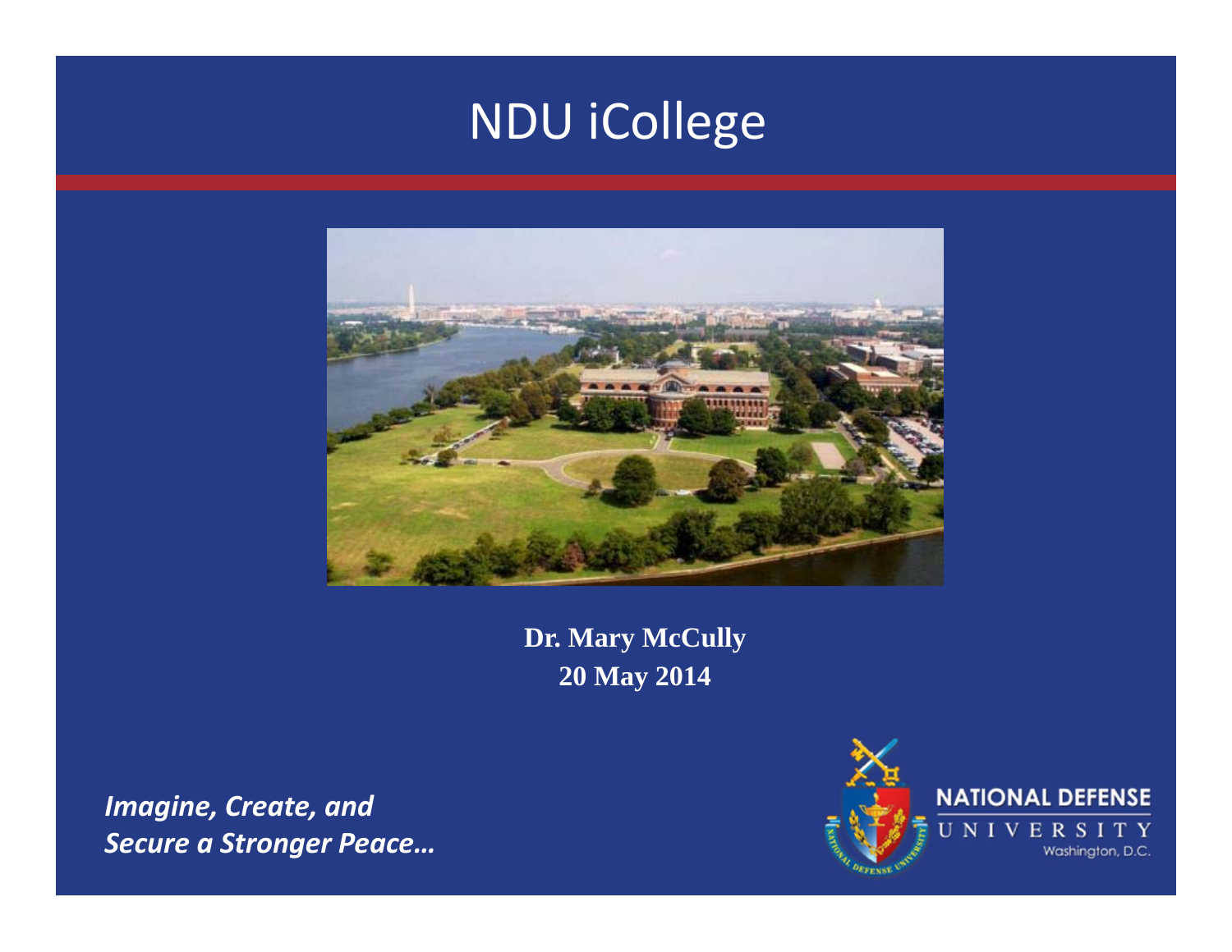# NDU iCollege

**Dr. Mary McCully**
**20 May 2014**

***Imagine, Create, and***
***Secure a Stronger Peace…***

NATIONAL DEFENSE
UNIVERSITY
Washington, D.C.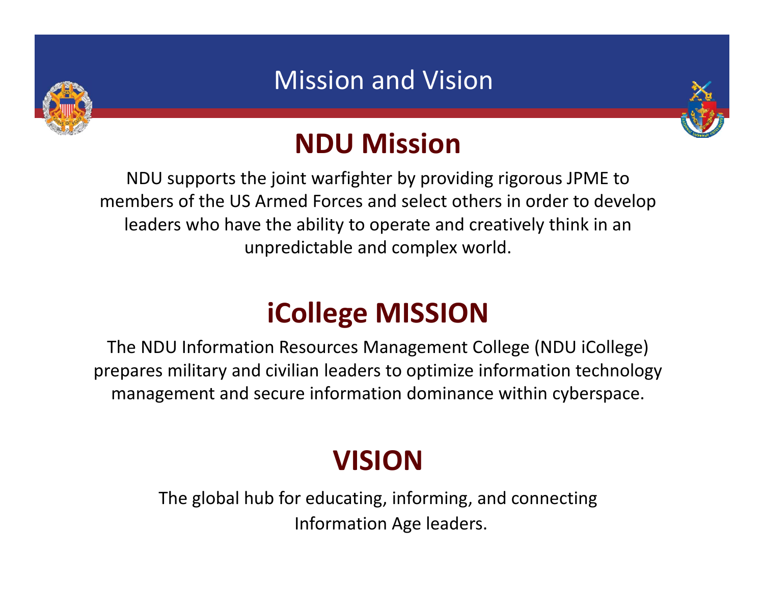# Mission and Vision

## NDU Mission

NDU supports the joint warfighter by providing rigorous JPME to members of the US Armed Forces and select others in order to develop leaders who have the ability to operate and creatively think in an unpredictable and complex world.

## iCollege MISSION

The NDU Information Resources Management College (NDU iCollege) prepares military and civilian leaders to optimize information technology management and secure information dominance within cyberspace.

## VISION

The global hub for educating, informing, and connecting Information Age leaders.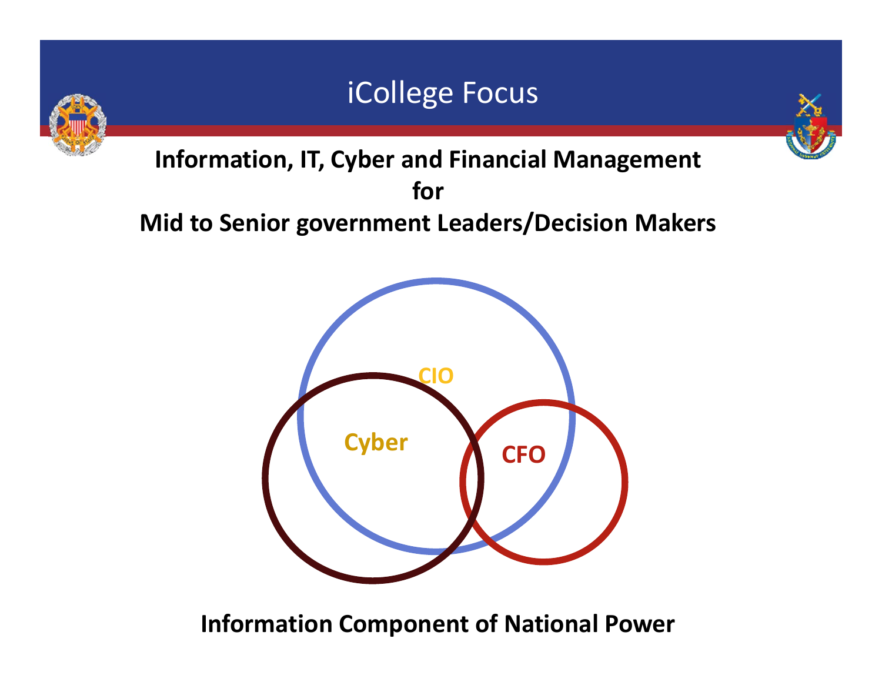# iCollege Focus

**Information, IT, Cyber and Financial Management**
**for**
**Mid to Senior government Leaders/Decision Makers**

CIO

Cyber

CFO

**Information Component of National Power**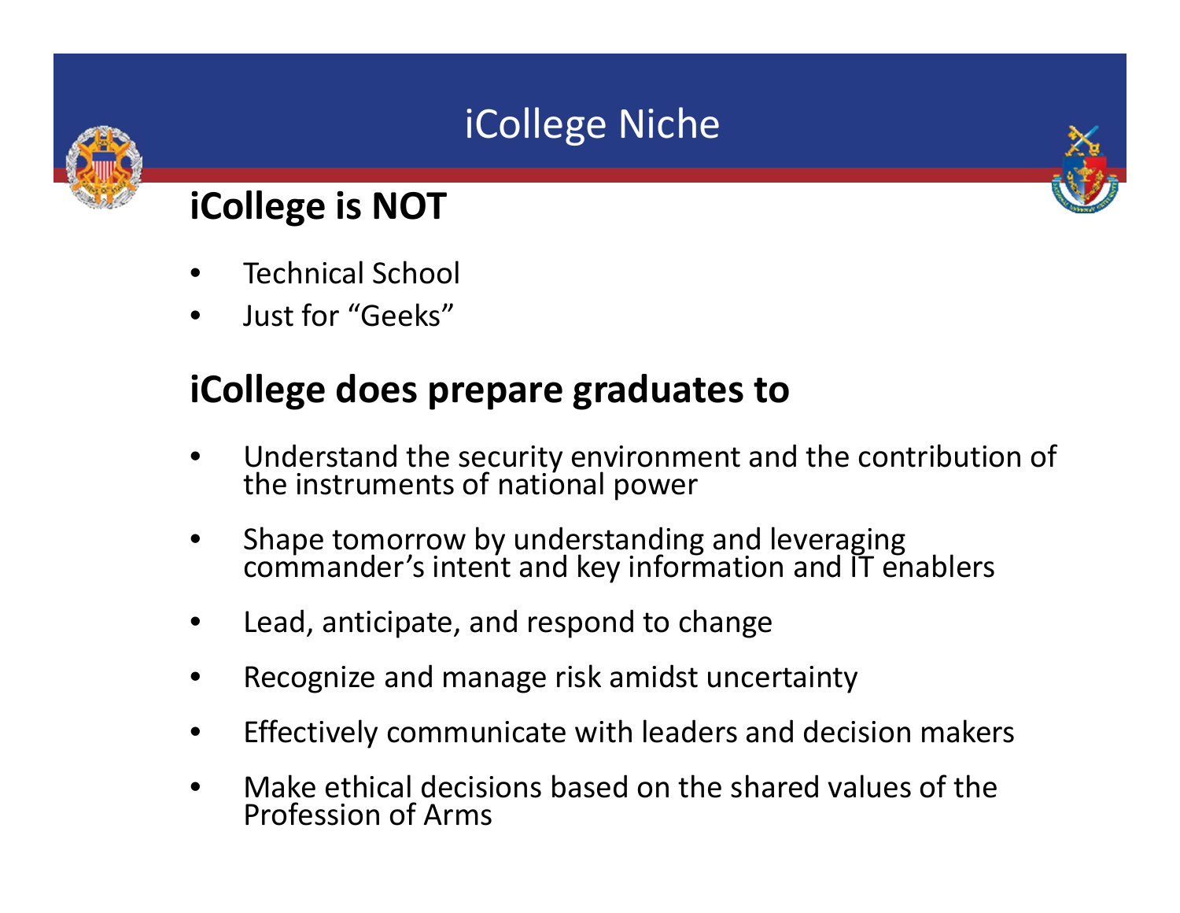# iCollege Niche

## iCollege is NOT

- Technical School
- Just for “Geeks”

## iCollege does prepare graduates to

- Understand the security environment and the contribution of the instruments of national power
- Shape tomorrow by understanding and leveraging commander’s intent and key information and IT enablers
- Lead, anticipate, and respond to change
- Recognize and manage risk amidst uncertainty
- Effectively communicate with leaders and decision makers
- Make ethical decisions based on the shared values of the Profession of Arms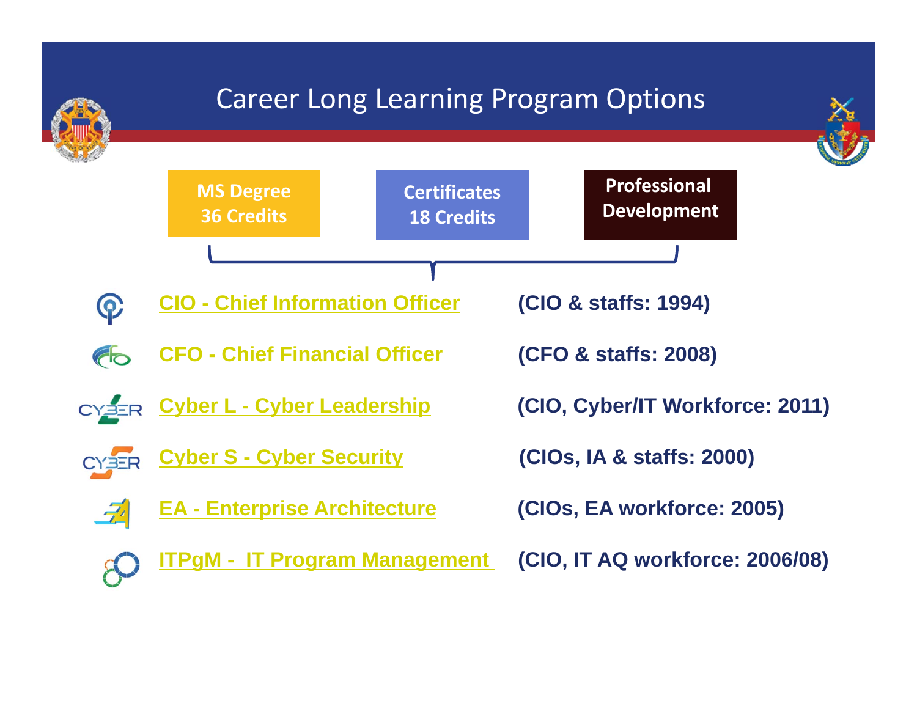# Career Long Learning Program Options

**MS Degree 36 Credits** | **Certificates 18 Credits** | **Professional Development**

- CIO - Chief Information Officer — **(CIO & staffs: 1994)**
- CFO - Chief Financial Officer — **(CFO & staffs: 2008)**
- Cyber L - Cyber Leadership — **(CIO, Cyber/IT Workforce: 2011)**
- Cyber S - Cyber Security — **(CIOs, IA & staffs: 2000)**
- EA - Enterprise Architecture — **(CIOs, EA workforce: 2005)**
- ITPgM - IT Program Management — **(CIO, IT AQ workforce: 2006/08)**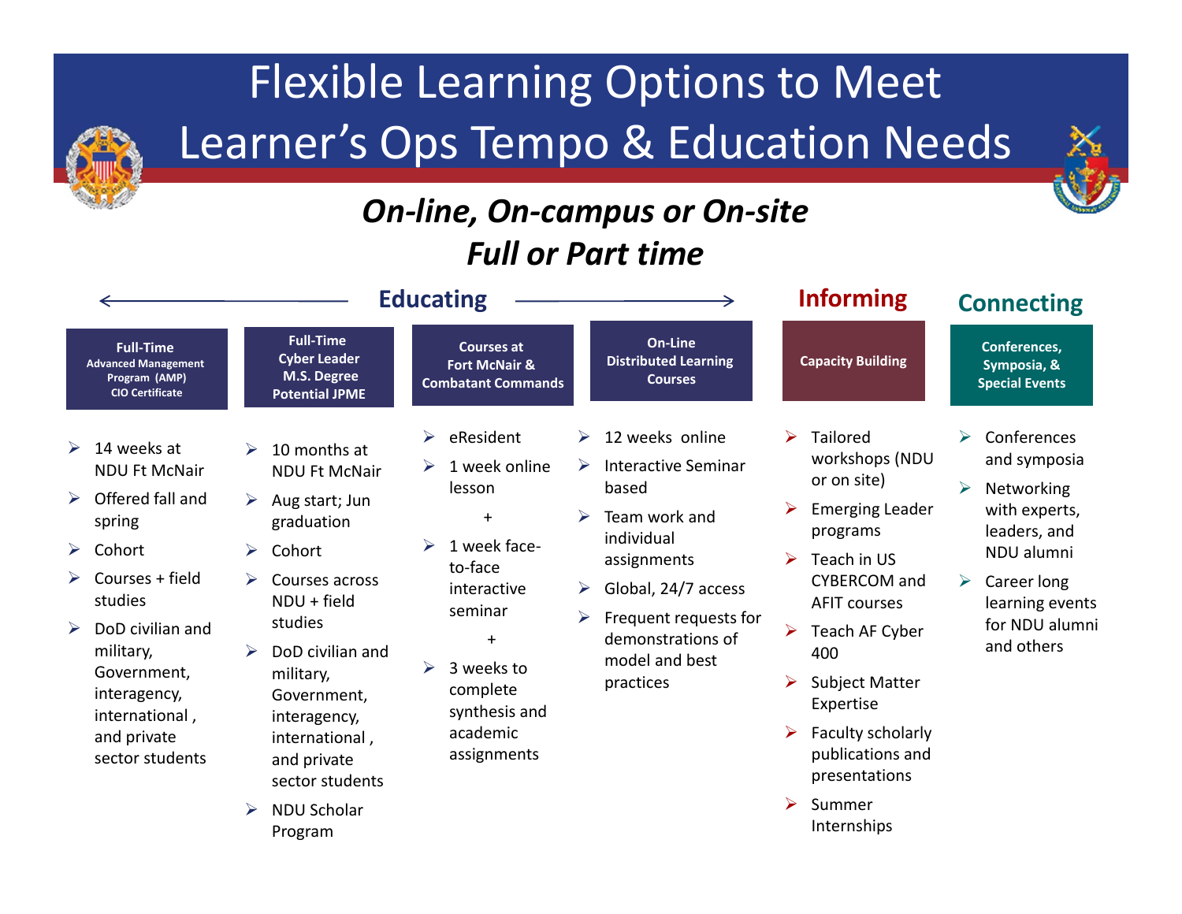# Flexible Learning Options to Meet Learner's Ops Tempo & Education Needs

***On-line, On-campus or On-site***
***Full or Part time***

## Educating

### Full-Time Advanced Management Program (AMP) CIO Certificate

- 14 weeks at NDU Ft McNair
- Offered fall and spring
- Cohort
- Courses + field studies
- DoD civilian and military, Government, interagency, international , and private sector students

### Full-Time Cyber Leader M.S. Degree Potential JPME

- 10 months at NDU Ft McNair
- Aug start; Jun graduation
- Cohort
- Courses across NDU + field studies
- DoD civilian and military, Government, interagency, international , and private sector students
- NDU Scholar Program

### Courses at Fort McNair & Combatant Commands

- eResident
- 1 week online lesson

  +
- 1 week face-to-face interactive seminar

  +
- 3 weeks to complete synthesis and academic assignments

### On-Line Distributed Learning Courses

- 12 weeks online
- Interactive Seminar based
- Team work and individual assignments
- Global, 24/7 access
- Frequent requests for demonstrations of model and best practices

## Informing

### Capacity Building

- Tailored workshops (NDU or on site)
- Emerging Leader programs
- Teach in US CYBERCOM and AFIT courses
- Teach AF Cyber 400
- Subject Matter Expertise
- Faculty scholarly publications and presentations
- Summer Internships

## Connecting

### Conferences, Symposia, & Special Events

- Conferences and symposia
- Networking with experts, leaders, and NDU alumni
- Career long learning events for NDU alumni and others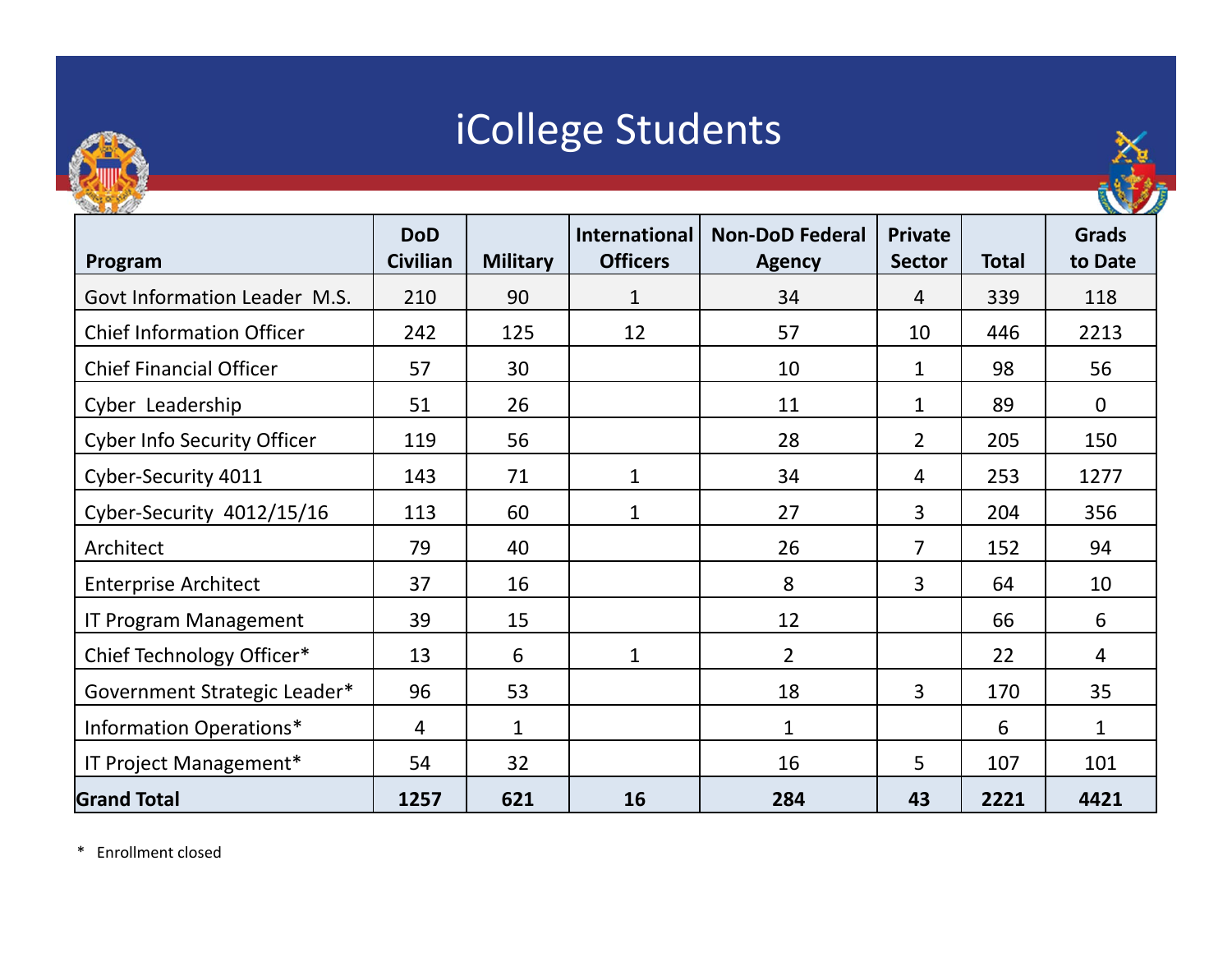# iCollege Students

| Program | DoD Civilian | Military | International Officers | Non-DoD Federal Agency | Private Sector | Total | Grads to Date |
|---|---|---|---|---|---|---|---|
| Govt Information Leader M.S. | 210 | 90 | 1 | 34 | 4 | 339 | 118 |
| Chief Information Officer | 242 | 125 | 12 | 57 | 10 | 446 | 2213 |
| Chief Financial Officer | 57 | 30 | | 10 | 1 | 98 | 56 |
| Cyber Leadership | 51 | 26 | | 11 | 1 | 89 | 0 |
| Cyber Info Security Officer | 119 | 56 | | 28 | 2 | 205 | 150 |
| Cyber-Security 4011 | 143 | 71 | 1 | 34 | 4 | 253 | 1277 |
| Cyber-Security 4012/15/16 | 113 | 60 | 1 | 27 | 3 | 204 | 356 |
| Architect | 79 | 40 | | 26 | 7 | 152 | 94 |
| Enterprise Architect | 37 | 16 | | 8 | 3 | 64 | 10 |
| IT Program Management | 39 | 15 | | 12 | | 66 | 6 |
| Chief Technology Officer* | 13 | 6 | 1 | 2 | | 22 | 4 |
| Government Strategic Leader* | 96 | 53 | | 18 | 3 | 170 | 35 |
| Information Operations* | 4 | 1 | | 1 | | 6 | 1 |
| IT Project Management* | 54 | 32 | | 16 | 5 | 107 | 101 |
| **Grand Total** | **1257** | **621** | **16** | **284** | **43** | **2221** | **4421** |

\* Enrollment closed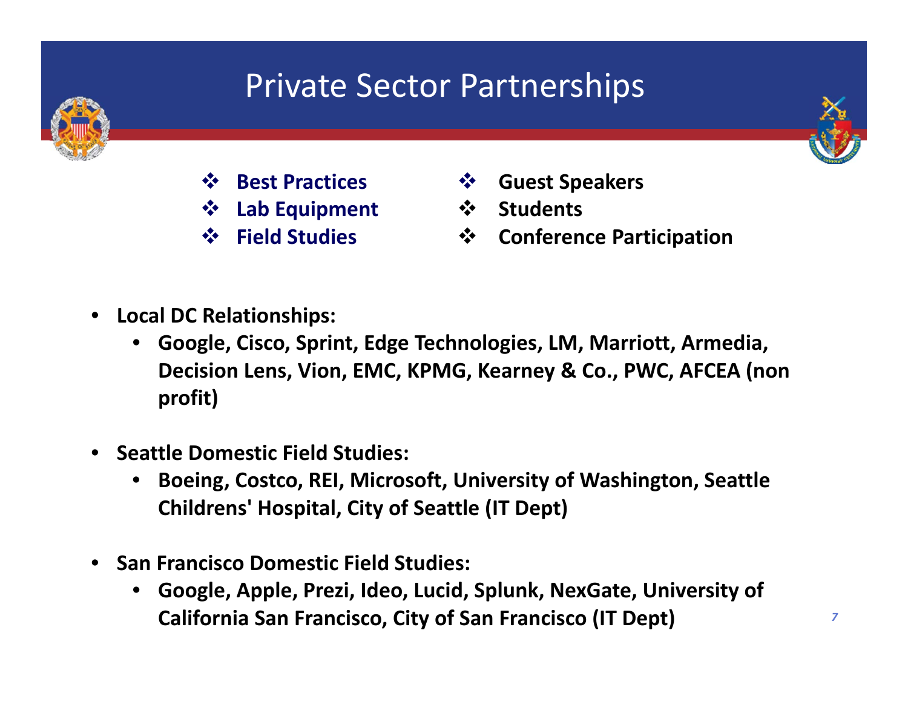# Private Sector Partnerships

- **Best Practices**
- **Lab Equipment**
- **Field Studies**
- **Guest Speakers**
- **Students**
- **Conference Participation**

- **Local DC Relationships:**
  - **Google, Cisco, Sprint, Edge Technologies, LM, Marriott, Armedia, Decision Lens, Vion, EMC, KPMG, Kearney & Co., PWC, AFCEA (non profit)**
- **Seattle Domestic Field Studies:**
  - **Boeing, Costco, REI, Microsoft, University of Washington, Seattle Childrens' Hospital, City of Seattle (IT Dept)**
- **San Francisco Domestic Field Studies:**
  - **Google, Apple, Prezi, Ideo, Lucid, Splunk, NexGate, University of California San Francisco, City of San Francisco (IT Dept)**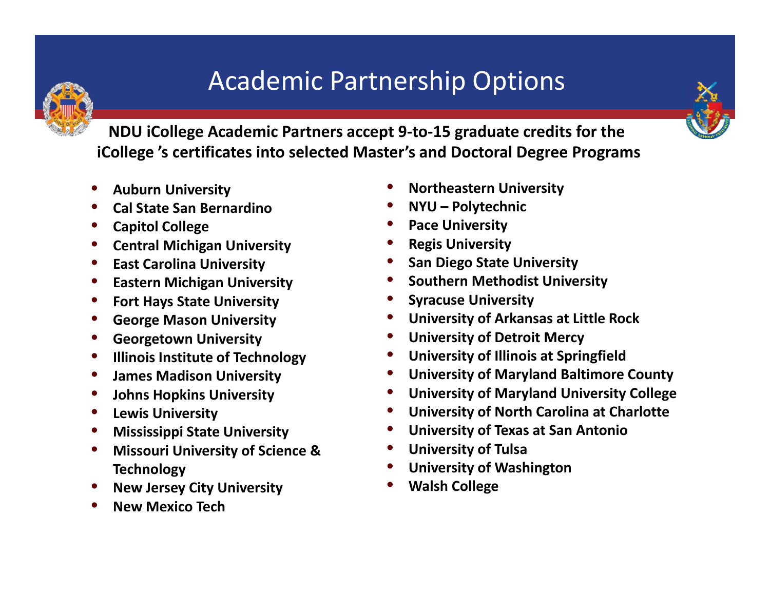# Academic Partnership Options

**NDU iCollege Academic Partners accept 9-to-15 graduate credits for the iCollege 's certificates into selected Master's and Doctoral Degree Programs**

- **Auburn University**
- **Cal State San Bernardino**
- **Capitol College**
- **Central Michigan University**
- **East Carolina University**
- **Eastern Michigan University**
- **Fort Hays State University**
- **George Mason University**
- **Georgetown University**
- **Illinois Institute of Technology**
- **James Madison University**
- **Johns Hopkins University**
- **Lewis University**
- **Mississippi State University**
- **Missouri University of Science & Technology**
- **New Jersey City University**
- **New Mexico Tech**
- **Northeastern University**
- **NYU – Polytechnic**
- **Pace University**
- **Regis University**
- **San Diego State University**
- **Southern Methodist University**
- **Syracuse University**
- **University of Arkansas at Little Rock**
- **University of Detroit Mercy**
- **University of Illinois at Springfield**
- **University of Maryland Baltimore County**
- **University of Maryland University College**
- **University of North Carolina at Charlotte**
- **University of Texas at San Antonio**
- **University of Tulsa**
- **University of Washington**
- **Walsh College**